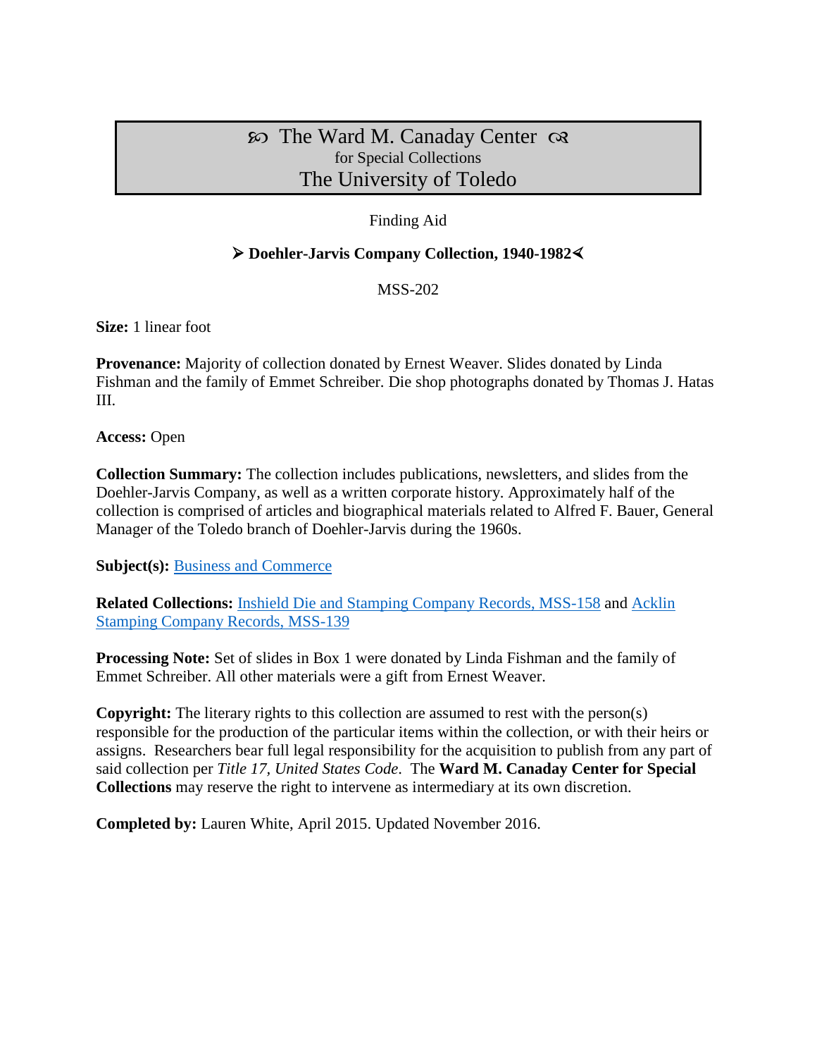# ꕥ The Ward M. Canaday Center ꕥ
for Special Collections
The University of Toledo

Finding Aid

## ➢ Doehler-Jarvis Company Collection, 1940-1982 ➣

MSS-202

**Size:** 1 linear foot

**Provenance:** Majority of collection donated by Ernest Weaver. Slides donated by Linda Fishman and the family of Emmet Schreiber. Die shop photographs donated by Thomas J. Hatas III.

**Access:** Open

**Collection Summary:** The collection includes publications, newsletters, and slides from the Doehler-Jarvis Company, as well as a written corporate history. Approximately half of the collection is comprised of articles and biographical materials related to Alfred F. Bauer, General Manager of the Toledo branch of Doehler-Jarvis during the 1960s.

**Subject(s):** Business and Commerce

**Related Collections:** Inshield Die and Stamping Company Records, MSS-158 and Acklin Stamping Company Records, MSS-139

**Processing Note:** Set of slides in Box 1 were donated by Linda Fishman and the family of Emmet Schreiber. All other materials were a gift from Ernest Weaver.

**Copyright:** The literary rights to this collection are assumed to rest with the person(s) responsible for the production of the particular items within the collection, or with their heirs or assigns. Researchers bear full legal responsibility for the acquisition to publish from any part of said collection per *Title 17, United States Code*. The **Ward M. Canaday Center for Special Collections** may reserve the right to intervene as intermediary at its own discretion.

**Completed by:** Lauren White, April 2015. Updated November 2016.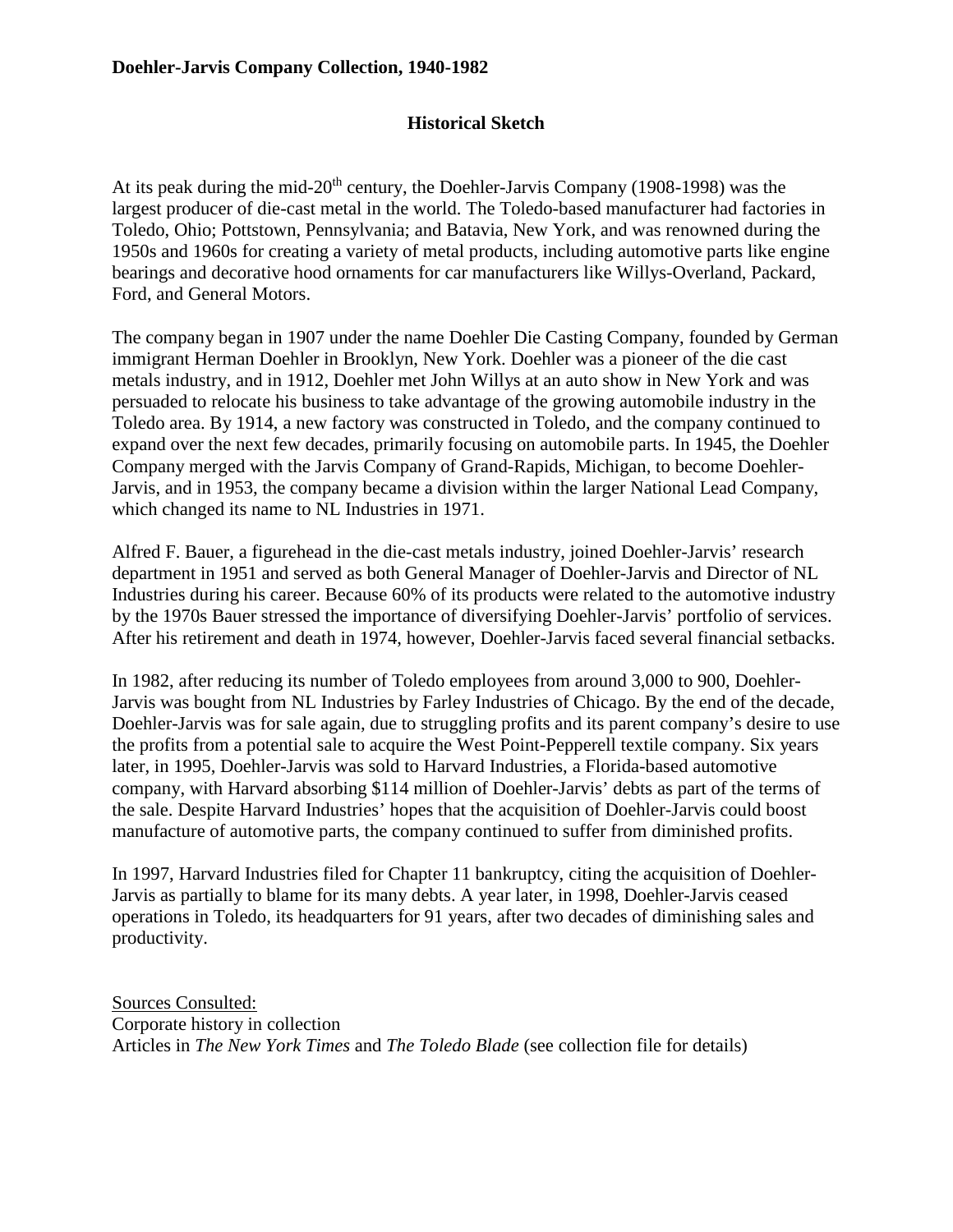**Doehler-Jarvis Company Collection, 1940-1982**

## Historical Sketch

At its peak during the mid-20th century, the Doehler-Jarvis Company (1908-1998) was the largest producer of die-cast metal in the world. The Toledo-based manufacturer had factories in Toledo, Ohio; Pottstown, Pennsylvania; and Batavia, New York, and was renowned during the 1950s and 1960s for creating a variety of metal products, including automotive parts like engine bearings and decorative hood ornaments for car manufacturers like Willys-Overland, Packard, Ford, and General Motors.

The company began in 1907 under the name Doehler Die Casting Company, founded by German immigrant Herman Doehler in Brooklyn, New York. Doehler was a pioneer of the die cast metals industry, and in 1912, Doehler met John Willys at an auto show in New York and was persuaded to relocate his business to take advantage of the growing automobile industry in the Toledo area. By 1914, a new factory was constructed in Toledo, and the company continued to expand over the next few decades, primarily focusing on automobile parts. In 1945, the Doehler Company merged with the Jarvis Company of Grand-Rapids, Michigan, to become Doehler-Jarvis, and in 1953, the company became a division within the larger National Lead Company, which changed its name to NL Industries in 1971.

Alfred F. Bauer, a figurehead in the die-cast metals industry, joined Doehler-Jarvis' research department in 1951 and served as both General Manager of Doehler-Jarvis and Director of NL Industries during his career. Because 60% of its products were related to the automotive industry by the 1970s Bauer stressed the importance of diversifying Doehler-Jarvis' portfolio of services. After his retirement and death in 1974, however, Doehler-Jarvis faced several financial setbacks.

In 1982, after reducing its number of Toledo employees from around 3,000 to 900, Doehler-Jarvis was bought from NL Industries by Farley Industries of Chicago. By the end of the decade, Doehler-Jarvis was for sale again, due to struggling profits and its parent company's desire to use the profits from a potential sale to acquire the West Point-Pepperell textile company. Six years later, in 1995, Doehler-Jarvis was sold to Harvard Industries, a Florida-based automotive company, with Harvard absorbing $114 million of Doehler-Jarvis' debts as part of the terms of the sale. Despite Harvard Industries' hopes that the acquisition of Doehler-Jarvis could boost manufacture of automotive parts, the company continued to suffer from diminished profits.

In 1997, Harvard Industries filed for Chapter 11 bankruptcy, citing the acquisition of Doehler-Jarvis as partially to blame for its many debts. A year later, in 1998, Doehler-Jarvis ceased operations in Toledo, its headquarters for 91 years, after two decades of diminishing sales and productivity.

Sources Consulted:
Corporate history in collection
Articles in *The New York Times* and *The Toledo Blade* (see collection file for details)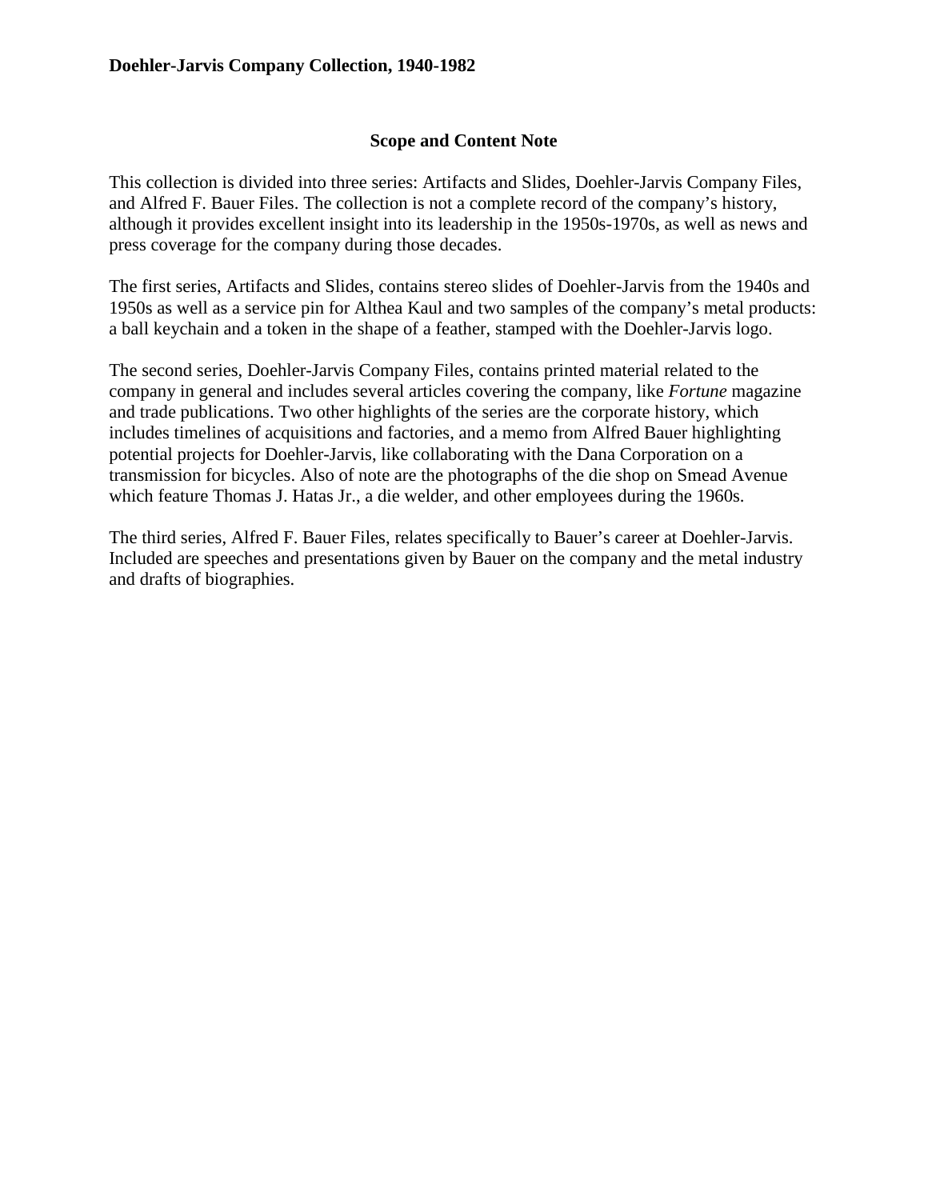**Doehler-Jarvis Company Collection, 1940-1982**

## Scope and Content Note

This collection is divided into three series: Artifacts and Slides, Doehler-Jarvis Company Files, and Alfred F. Bauer Files. The collection is not a complete record of the company's history, although it provides excellent insight into its leadership in the 1950s-1970s, as well as news and press coverage for the company during those decades.

The first series, Artifacts and Slides, contains stereo slides of Doehler-Jarvis from the 1940s and 1950s as well as a service pin for Althea Kaul and two samples of the company's metal products: a ball keychain and a token in the shape of a feather, stamped with the Doehler-Jarvis logo.

The second series, Doehler-Jarvis Company Files, contains printed material related to the company in general and includes several articles covering the company, like *Fortune* magazine and trade publications. Two other highlights of the series are the corporate history, which includes timelines of acquisitions and factories, and a memo from Alfred Bauer highlighting potential projects for Doehler-Jarvis, like collaborating with the Dana Corporation on a transmission for bicycles. Also of note are the photographs of the die shop on Smead Avenue which feature Thomas J. Hatas Jr., a die welder, and other employees during the 1960s.

The third series, Alfred F. Bauer Files, relates specifically to Bauer's career at Doehler-Jarvis. Included are speeches and presentations given by Bauer on the company and the metal industry and drafts of biographies.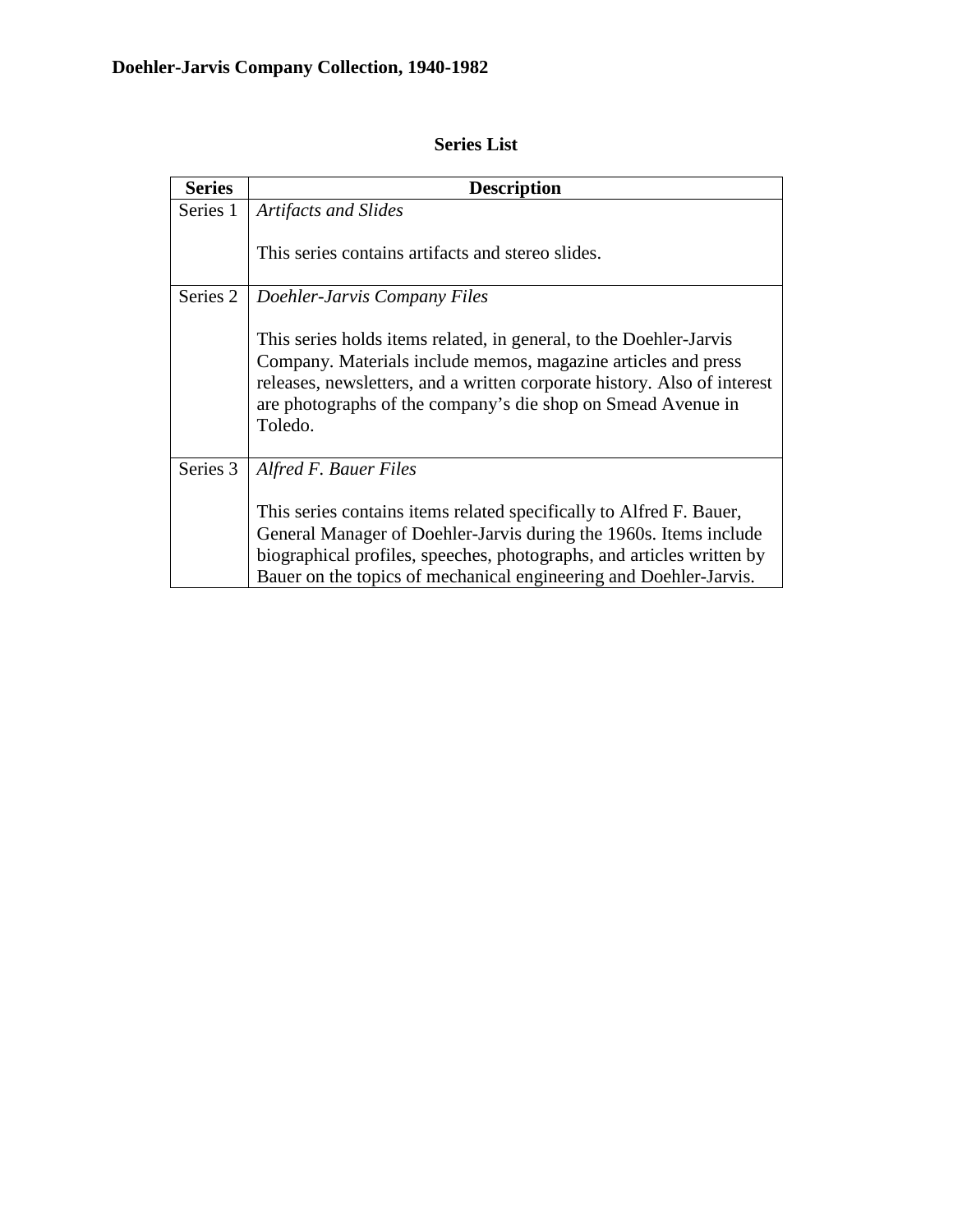**Doehler-Jarvis Company Collection, 1940-1982**

## Series List

| Series | Description |
|---|---|
| Series 1 | *Artifacts and Slides*<br><br>This series contains artifacts and stereo slides. |
| Series 2 | *Doehler-Jarvis Company Files*<br><br>This series holds items related, in general, to the Doehler-Jarvis Company. Materials include memos, magazine articles and press releases, newsletters, and a written corporate history. Also of interest are photographs of the company's die shop on Smead Avenue in Toledo. |
| Series 3 | *Alfred F. Bauer Files*<br><br>This series contains items related specifically to Alfred F. Bauer, General Manager of Doehler-Jarvis during the 1960s. Items include biographical profiles, speeches, photographs, and articles written by Bauer on the topics of mechanical engineering and Doehler-Jarvis. |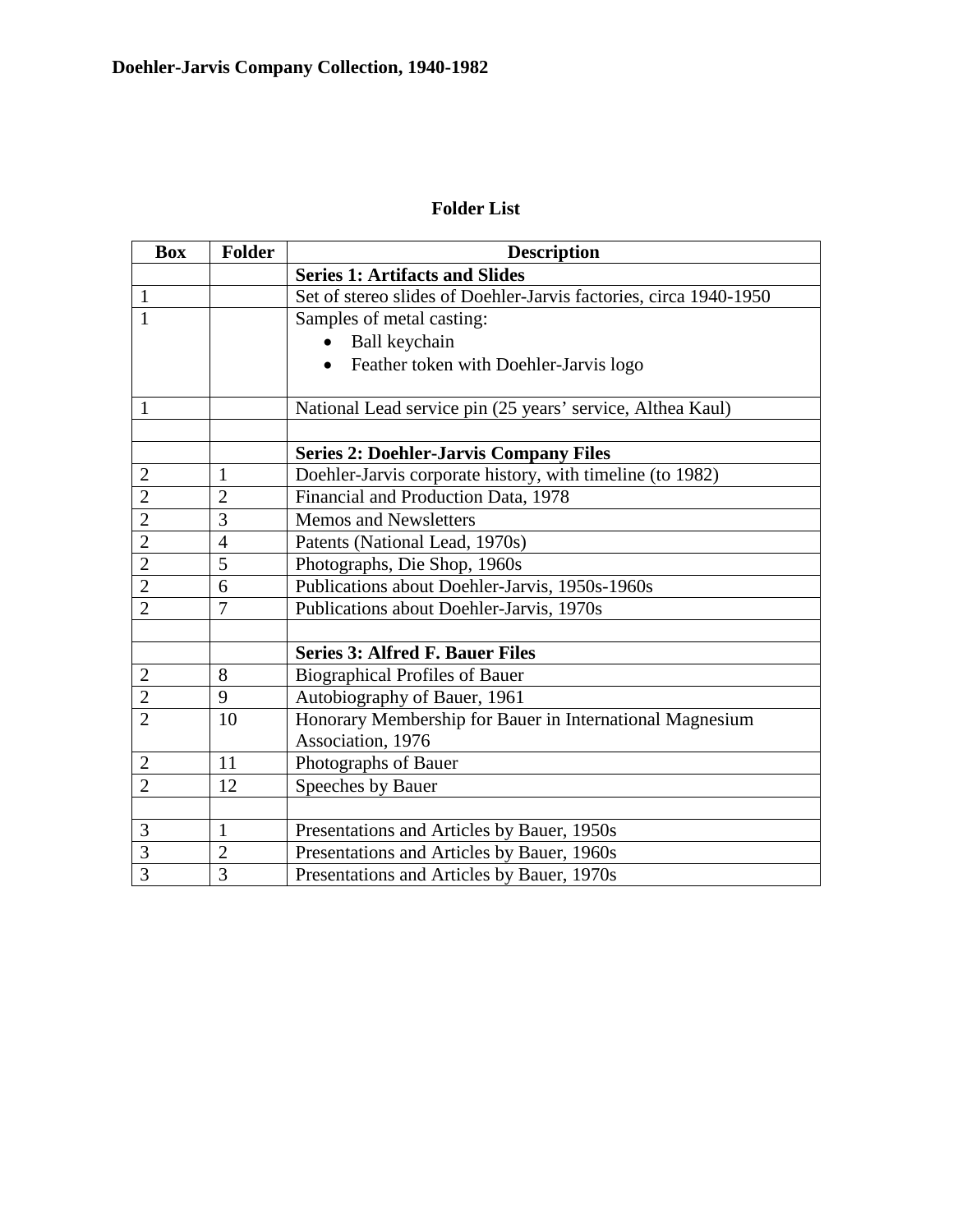**Doehler-Jarvis Company Collection, 1940-1982**

## Folder List

| Box | Folder | Description |
|---|---|---|
| | | **Series 1: Artifacts and Slides** |
| 1 | | Set of stereo slides of Doehler-Jarvis factories, circa 1940-1950 |
| 1 | | Samples of metal casting: <br>• Ball keychain <br>• Feather token with Doehler-Jarvis logo |
| 1 | | National Lead service pin (25 years' service, Althea Kaul) |
| | | |
| | | **Series 2: Doehler-Jarvis Company Files** |
| 2 | 1 | Doehler-Jarvis corporate history, with timeline (to 1982) |
| 2 | 2 | Financial and Production Data, 1978 |
| 2 | 3 | Memos and Newsletters |
| 2 | 4 | Patents (National Lead, 1970s) |
| 2 | 5 | Photographs, Die Shop, 1960s |
| 2 | 6 | Publications about Doehler-Jarvis, 1950s-1960s |
| 2 | 7 | Publications about Doehler-Jarvis, 1970s |
| | | |
| | | **Series 3: Alfred F. Bauer Files** |
| 2 | 8 | Biographical Profiles of Bauer |
| 2 | 9 | Autobiography of Bauer, 1961 |
| 2 | 10 | Honorary Membership for Bauer in International Magnesium Association, 1976 |
| 2 | 11 | Photographs of Bauer |
| 2 | 12 | Speeches by Bauer |
| | | |
| 3 | 1 | Presentations and Articles by Bauer, 1950s |
| 3 | 2 | Presentations and Articles by Bauer, 1960s |
| 3 | 3 | Presentations and Articles by Bauer, 1970s |